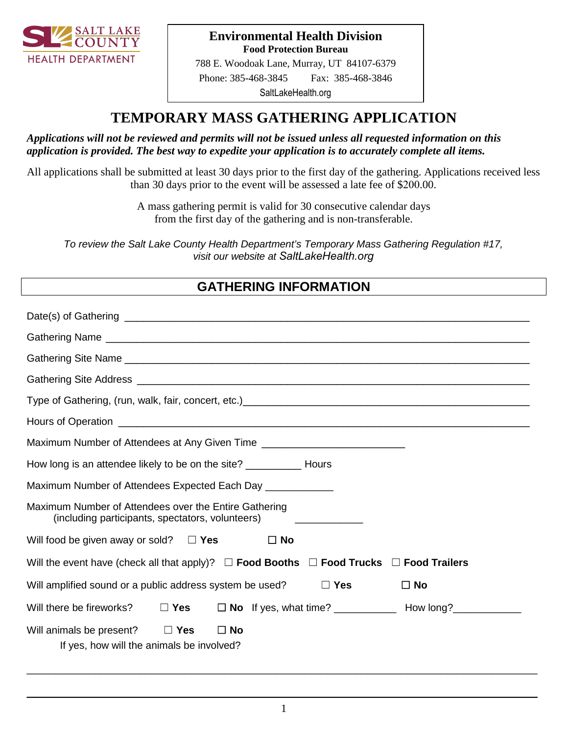SALT LAKE COUNTY
HEALTH DEPARTMENT

**Environmental Health Division**
**Food Protection Bureau**
788 E. Woodoak Lane, Murray, UT 84107-6379
Phone: 385-468-3845 Fax: 385-468-3846
SaltLakeHealth.org

# TEMPORARY MASS GATHERING APPLICATION

***Applications will not be reviewed and permits will not be issued unless all requested information on this application is provided. The best way to expedite your application is to accurately complete all items.***

All applications shall be submitted at least 30 days prior to the first day of the gathering. Applications received less than 30 days prior to the event will be assessed a late fee of $200.00.

A mass gathering permit is valid for 30 consecutive calendar days from the first day of the gathering and is non-transferable.

*To review the Salt Lake County Health Department's Temporary Mass Gathering Regulation #17, visit our website at SaltLakeHealth.org*

## GATHERING INFORMATION

Date(s) of Gathering ____________________________________________

Gathering Name ____________________________________________

Gathering Site Name ____________________________________________

Gathering Site Address ____________________________________________

Type of Gathering, (run, walk, fair, concert, etc.)____________________________________________

Hours of Operation ____________________________________________

Maximum Number of Attendees at Any Given Time ________________________

How long is an attendee likely to be on the site? _________ Hours

Maximum Number of Attendees Expected Each Day ___________

Maximum Number of Attendees over the Entire Gathering (including participants, spectators, volunteers) ___________

Will food be given away or sold? ☐ **Yes** ☐ **No**

Will the event have (check all that apply)? ☐ **Food Booths** ☐ **Food Trucks** ☐ **Food Trailers**

Will amplified sound or a public address system be used? ☐ **Yes** ☐ **No**

Will there be fireworks? ☐ **Yes** ☐ **No** If yes, what time? __________ How long?___________

Will animals be present? ☐ **Yes** ☐ **No**

If yes, how will the animals be involved?

____________________________________________

____________________________________________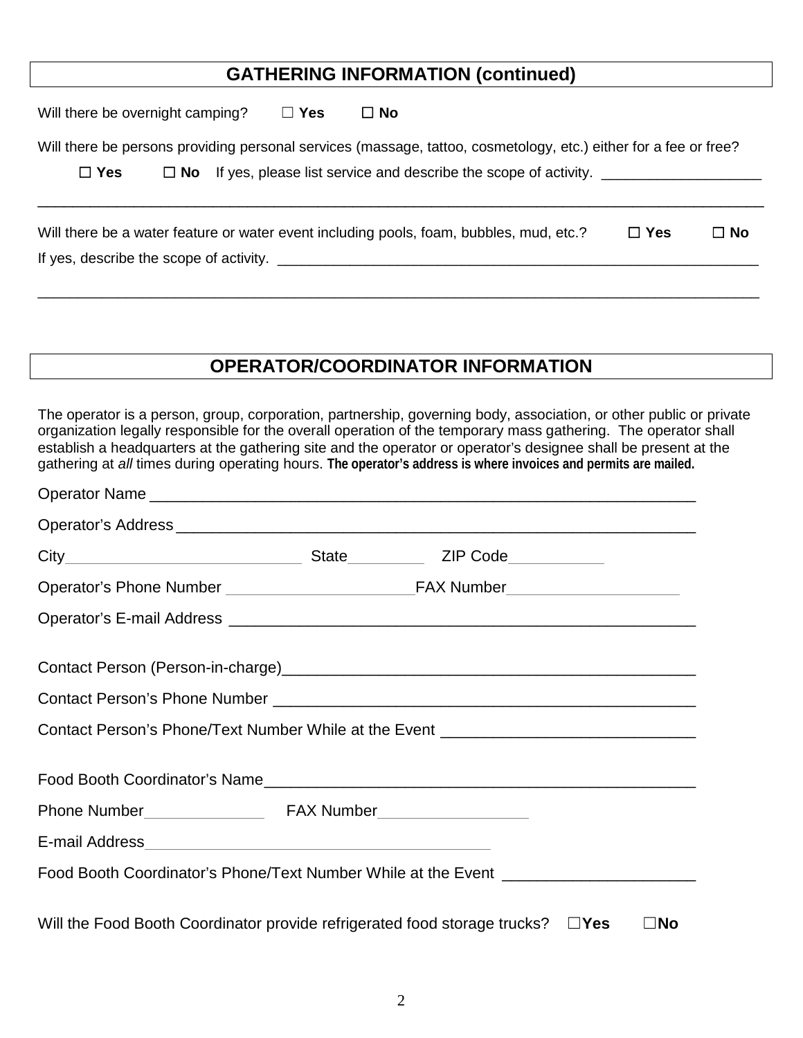## GATHERING INFORMATION (continued)

Will there be overnight camping? ☐ **Yes** ☐ **No**

Will there be persons providing personal services (massage, tattoo, cosmetology, etc.) either for a fee or free?

☐ **Yes** ☐ **No** If yes, please list service and describe the scope of activity. ___________________

_____________________________________________________________________________________

Will there be a water feature or water event including pools, foam, bubbles, mud, etc.? ☐ **Yes** ☐ **No**

If yes, describe the scope of activity. ____________________________________________________________

_____________________________________________________________________________________

## OPERATOR/COORDINATOR INFORMATION

The operator is a person, group, corporation, partnership, governing body, association, or other public or private organization legally responsible for the overall operation of the temporary mass gathering. The operator shall establish a headquarters at the gathering site and the operator or operator's designee shall be present at the gathering at *all* times during operating hours. **The operator's address is where invoices and permits are mailed.**

Operator Name ______________________________________________________________

Operator's Address ___________________________________________________________

City___________________________ State_________ ZIP Code___________

Operator's Phone Number _____________________FAX Number___________________

Operator's E-mail Address ____________________________________________________

Contact Person (Person-in-charge)_______________________________________________

Contact Person's Phone Number _________________________________________________

Contact Person's Phone/Text Number While at the Event ____________________________

Food Booth Coordinator's Name__________________________________________________

Phone Number______________ FAX Number_________________

E-mail Address__________________________________________

Food Booth Coordinator's Phone/Text Number While at the Event _____________________

Will the Food Booth Coordinator provide refrigerated food storage trucks? ☐**Yes** ☐**No**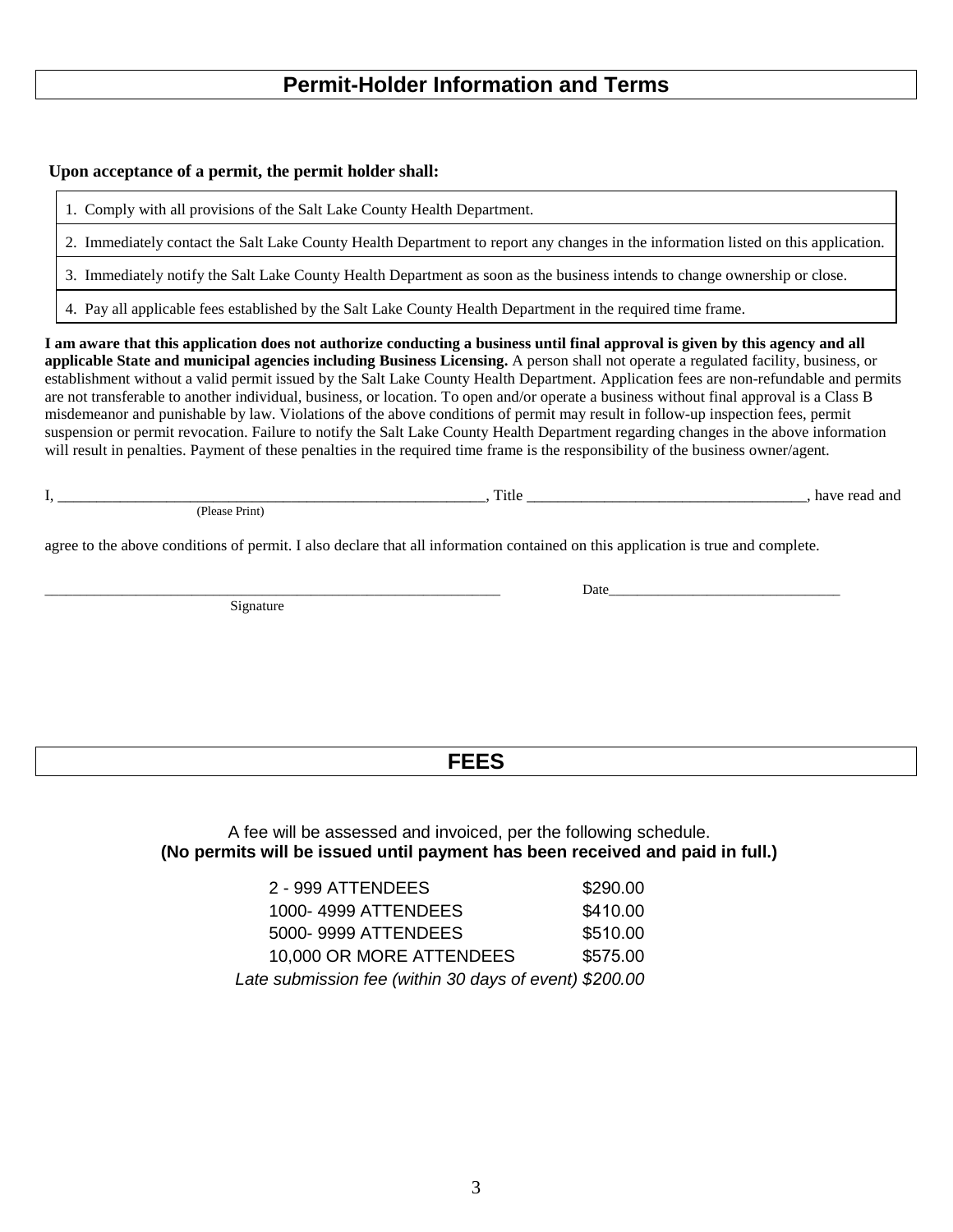## Permit-Holder Information and Terms

**Upon acceptance of a permit, the permit holder shall:**

1. Comply with all provisions of the Salt Lake County Health Department.
2. Immediately contact the Salt Lake County Health Department to report any changes in the information listed on this application.
3. Immediately notify the Salt Lake County Health Department as soon as the business intends to change ownership or close.
4. Pay all applicable fees established by the Salt Lake County Health Department in the required time frame.

**I am aware that this application does not authorize conducting a business until final approval is given by this agency and all applicable State and municipal agencies including Business Licensing.** A person shall not operate a regulated facility, business, or establishment without a valid permit issued by the Salt Lake County Health Department. Application fees are non-refundable and permits are not transferable to another individual, business, or location. To open and/or operate a business without final approval is a Class B misdemeanor and punishable by law. Violations of the above conditions of permit may result in follow-up inspection fees, permit suspension or permit revocation. Failure to notify the Salt Lake County Health Department regarding changes in the above information will result in penalties. Payment of these penalties in the required time frame is the responsibility of the business owner/agent.

I, ____________________________________________________, Title ____________________________________, have read and
(Please Print)

agree to the above conditions of permit. I also declare that all information contained on this application is true and complete.

______________________________________________________________ Date________________________________
Signature

## FEES

A fee will be assessed and invoiced, per the following schedule.
**(No permits will be issued until payment has been received and paid in full.)**

| | |
|---|---|
| 2 - 999 ATTENDEES | $290.00 |
| 1000- 4999 ATTENDEES | $410.00 |
| 5000- 9999 ATTENDEES | $510.00 |
| 10,000 OR MORE ATTENDEES | $575.00 |
| *Late submission fee (within 30 days of event)* | *$200.00* |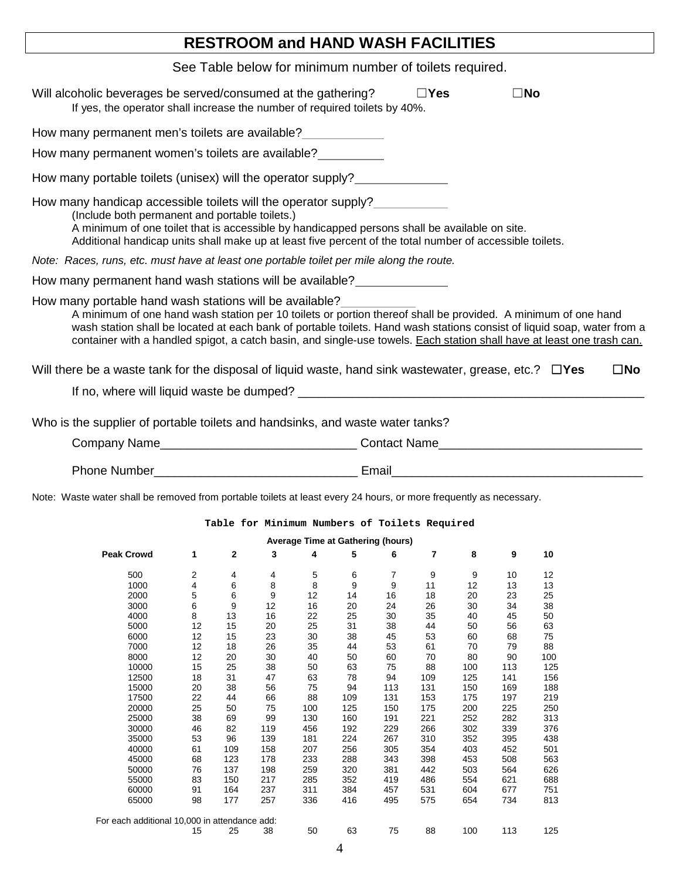# RESTROOM and HAND WASH FACILITIES

See Table below for minimum number of toilets required.

Will alcoholic beverages be served/consumed at the gathering? ☐Yes ☐No
If yes, the operator shall increase the number of required toilets by 40%.

How many permanent men's toilets are available?____________

How many permanent women's toilets are available?__________

How many portable toilets (unisex) will the operator supply?______________

How many handicap accessible toilets will the operator supply?___________
(Include both permanent and portable toilets.)
A minimum of one toilet that is accessible by handicapped persons shall be available on site.
Additional handicap units shall make up at least five percent of the total number of accessible toilets.

*Note: Races, runs, etc. must have at least one portable toilet per mile along the route.*

How many permanent hand wash stations will be available?______________

How many portable hand wash stations will be available?___________
A minimum of one hand wash station per 10 toilets or portion thereof shall be provided. A minimum of one hand wash station shall be located at each bank of portable toilets. Hand wash stations consist of liquid soap, water from a container with a handled spigot, a catch basin, and single-use towels. Each station shall have at least one trash can.

Will there be a waste tank for the disposal of liquid waste, hand sink wastewater, grease, etc.? ☐Yes ☐No

If no, where will liquid waste be dumped? ____________________________________________________

Who is the supplier of portable toilets and handsinks, and waste water tanks?

Company Name____________________________ Contact Name_____________________________

Phone Number_____________________________ Email____________________________________

Note: Waste water shall be removed from portable toilets at least every 24 hours, or more frequently as necessary.

**Table for Minimum Numbers of Toilets Required**

| | Average Time at Gathering (hours) | | | | | | | | | |
|---|---|---|---|---|---|---|---|---|---|---|
| **Peak Crowd** | **1** | **2** | **3** | **4** | **5** | **6** | **7** | **8** | **9** | **10** |
| 500 | 2 | 4 | 4 | 5 | 6 | 7 | 9 | 9 | 10 | 12 |
| 1000 | 4 | 6 | 8 | 8 | 9 | 9 | 11 | 12 | 13 | 13 |
| 2000 | 5 | 6 | 9 | 12 | 14 | 16 | 18 | 20 | 23 | 25 |
| 3000 | 6 | 9 | 12 | 16 | 20 | 24 | 26 | 30 | 34 | 38 |
| 4000 | 8 | 13 | 16 | 22 | 25 | 30 | 35 | 40 | 45 | 50 |
| 5000 | 12 | 15 | 20 | 25 | 31 | 38 | 44 | 50 | 56 | 63 |
| 6000 | 12 | 15 | 23 | 30 | 38 | 45 | 53 | 60 | 68 | 75 |
| 7000 | 12 | 18 | 26 | 35 | 44 | 53 | 61 | 70 | 79 | 88 |
| 8000 | 12 | 20 | 30 | 40 | 50 | 60 | 70 | 80 | 90 | 100 |
| 10000 | 15 | 25 | 38 | 50 | 63 | 75 | 88 | 100 | 113 | 125 |
| 12500 | 18 | 31 | 47 | 63 | 78 | 94 | 109 | 125 | 141 | 156 |
| 15000 | 20 | 38 | 56 | 75 | 94 | 113 | 131 | 150 | 169 | 188 |
| 17500 | 22 | 44 | 66 | 88 | 109 | 131 | 153 | 175 | 197 | 219 |
| 20000 | 25 | 50 | 75 | 100 | 125 | 150 | 175 | 200 | 225 | 250 |
| 25000 | 38 | 69 | 99 | 130 | 160 | 191 | 221 | 252 | 282 | 313 |
| 30000 | 46 | 82 | 119 | 456 | 192 | 229 | 266 | 302 | 339 | 376 |
| 35000 | 53 | 96 | 139 | 181 | 224 | 267 | 310 | 352 | 395 | 438 |
| 40000 | 61 | 109 | 158 | 207 | 256 | 305 | 354 | 403 | 452 | 501 |
| 45000 | 68 | 123 | 178 | 233 | 288 | 343 | 398 | 453 | 508 | 563 |
| 50000 | 76 | 137 | 198 | 259 | 320 | 381 | 442 | 503 | 564 | 626 |
| 55000 | 83 | 150 | 217 | 285 | 352 | 419 | 486 | 554 | 621 | 688 |
| 60000 | 91 | 164 | 237 | 311 | 384 | 457 | 531 | 604 | 677 | 751 |
| 65000 | 98 | 177 | 257 | 336 | 416 | 495 | 575 | 654 | 734 | 813 |
| For each additional 10,000 in attendance add: | 15 | 25 | 38 | 50 | 63 | 75 | 88 | 100 | 113 | 125 |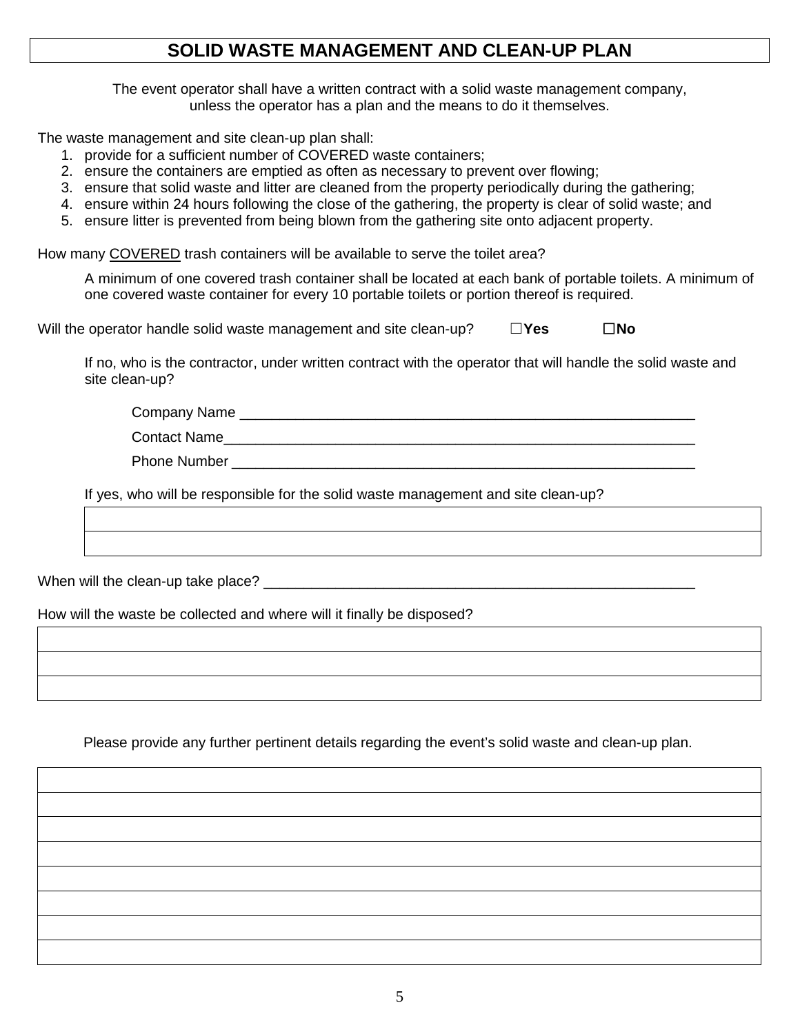# SOLID WASTE MANAGEMENT AND CLEAN-UP PLAN

The event operator shall have a written contract with a solid waste management company, unless the operator has a plan and the means to do it themselves.

The waste management and site clean-up plan shall:

1. provide for a sufficient number of COVERED waste containers;
2. ensure the containers are emptied as often as necessary to prevent over flowing;
3. ensure that solid waste and litter are cleaned from the property periodically during the gathering;
4. ensure within 24 hours following the close of the gathering, the property is clear of solid waste; and
5. ensure litter is prevented from being blown from the gathering site onto adjacent property.

How many COVERED trash containers will be available to serve the toilet area?

A minimum of one covered trash container shall be located at each bank of portable toilets. A minimum of one covered waste container for every 10 portable toilets or portion thereof is required.

Will the operator handle solid waste management and site clean-up? ☐**Yes** ☐**No**

If no, who is the contractor, under written contract with the operator that will handle the solid waste and site clean-up?

Company Name ____________________________________________________________

Contact Name______________________________________________________________

Phone Number _____________________________________________________________

If yes, who will be responsible for the solid waste management and site clean-up?

| |
|---|
| |
| |

When will the clean-up take place? ______________________________________________________

How will the waste be collected and where will it finally be disposed?

| |
|---|
| |
| |
| |

Please provide any further pertinent details regarding the event's solid waste and clean-up plan.

| |
|---|
| |
| |
| |
| |
| |
| |
| |
| |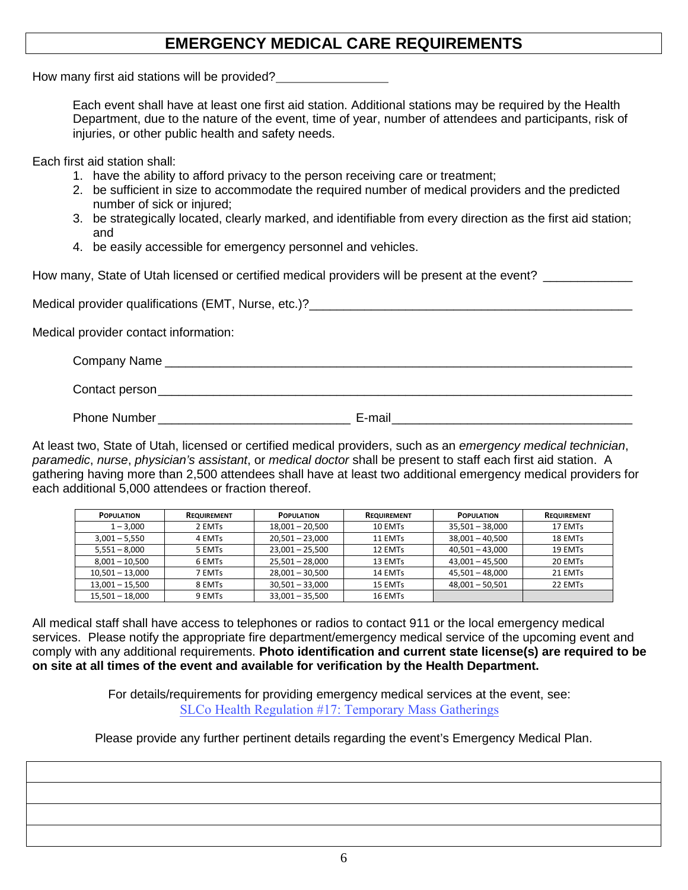# EMERGENCY MEDICAL CARE REQUIREMENTS

How many first aid stations will be provided?________________

Each event shall have at least one first aid station. Additional stations may be required by the Health Department, due to the nature of the event, time of year, number of attendees and participants, risk of injuries, or other public health and safety needs.

Each first aid station shall:

1. have the ability to afford privacy to the person receiving care or treatment;
2. be sufficient in size to accommodate the required number of medical providers and the predicted number of sick or injured;
3. be strategically located, clearly marked, and identifiable from every direction as the first aid station; and
4. be easily accessible for emergency personnel and vehicles.

How many, State of Utah licensed or certified medical providers will be present at the event? ____________

Medical provider qualifications (EMT, Nurse, etc.)?_______________________________________________

Medical provider contact information:

Company Name ______________________________________________________________________

Contact person______________________________________________________________________

Phone Number ___________________________ E-mail__________________________________

At least two, State of Utah, licensed or certified medical providers, such as an *emergency medical technician*, *paramedic*, *nurse*, *physician's assistant*, or *medical doctor* shall be present to staff each first aid station. A gathering having more than 2,500 attendees shall have at least two additional emergency medical providers for each additional 5,000 attendees or fraction thereof.

| POPULATION | REQUIREMENT | POPULATION | REQUIREMENT | POPULATION | REQUIREMENT |
|---|---|---|---|---|---|
| 1 – 3,000 | 2 EMTs | 18,001 – 20,500 | 10 EMTs | 35,501 – 38,000 | 17 EMTs |
| 3,001 – 5,550 | 4 EMTs | 20,501 – 23,000 | 11 EMTs | 38,001 – 40,500 | 18 EMTs |
| 5,551 – 8,000 | 5 EMTs | 23,001 – 25,500 | 12 EMTs | 40,501 – 43,000 | 19 EMTs |
| 8,001 – 10,500 | 6 EMTs | 25,501 – 28,000 | 13 EMTs | 43,001 – 45,500 | 20 EMTs |
| 10,501 – 13,000 | 7 EMTs | 28,001 – 30,500 | 14 EMTs | 45,501 – 48,000 | 21 EMTs |
| 13,001 – 15,500 | 8 EMTs | 30,501 – 33,000 | 15 EMTs | 48,001 – 50,501 | 22 EMTs |
| 15,501 – 18,000 | 9 EMTs | 33,001 – 35,500 | 16 EMTs | | |

All medical staff shall have access to telephones or radios to contact 911 or the local emergency medical services. Please notify the appropriate fire department/emergency medical service of the upcoming event and comply with any additional requirements. **Photo identification and current state license(s) are required to be on site at all times of the event and available for verification by the Health Department.**

For details/requirements for providing emergency medical services at the event, see:
SLCo Health Regulation #17: Temporary Mass Gatherings

Please provide any further pertinent details regarding the event's Emergency Medical Plan.

| |
|---|
| |
| |
| |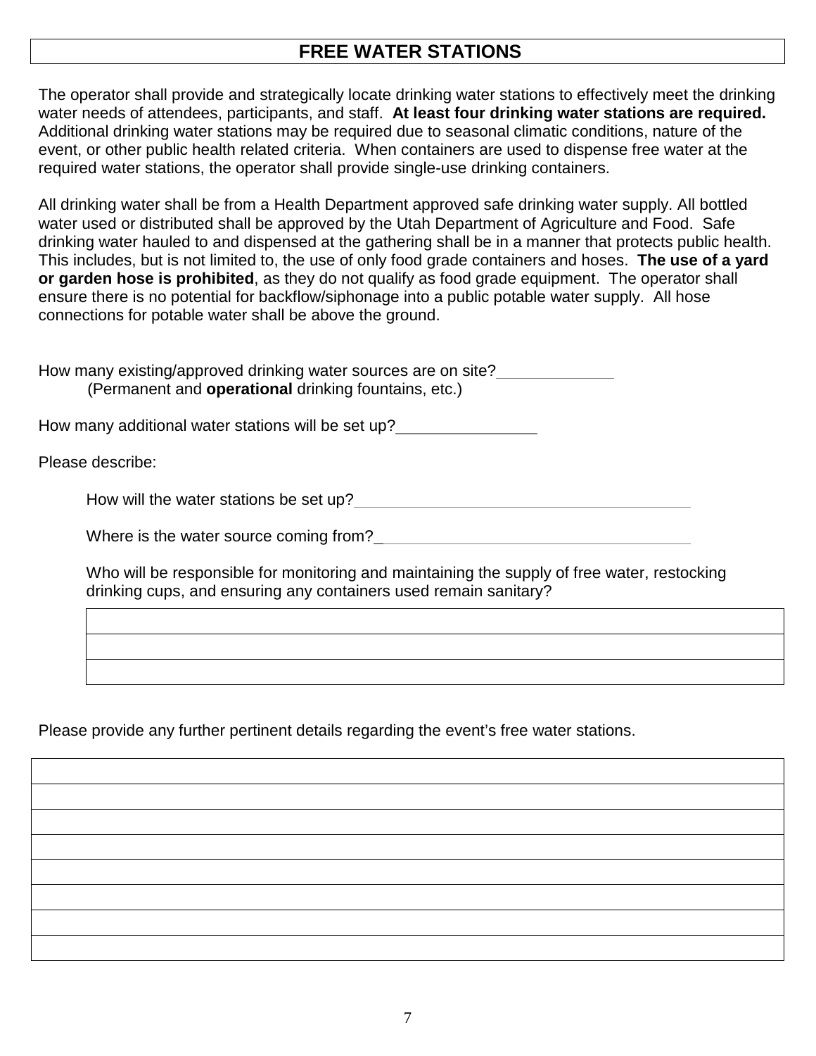# FREE WATER STATIONS

The operator shall provide and strategically locate drinking water stations to effectively meet the drinking water needs of attendees, participants, and staff. **At least four drinking water stations are required.** Additional drinking water stations may be required due to seasonal climatic conditions, nature of the event, or other public health related criteria. When containers are used to dispense free water at the required water stations, the operator shall provide single-use drinking containers.

All drinking water shall be from a Health Department approved safe drinking water supply. All bottled water used or distributed shall be approved by the Utah Department of Agriculture and Food. Safe drinking water hauled to and dispensed at the gathering shall be in a manner that protects public health. This includes, but is not limited to, the use of only food grade containers and hoses. **The use of a yard or garden hose is prohibited**, as they do not qualify as food grade equipment. The operator shall ensure there is no potential for backflow/siphonage into a public potable water supply. All hose connections for potable water shall be above the ground.

How many existing/approved drinking water sources are on site?_____________
(Permanent and **operational** drinking fountains, etc.)

How many additional water stations will be set up?________________

Please describe:

How will the water stations be set up?______________________________________

Where is the water source coming from?_____________________________________

Who will be responsible for monitoring and maintaining the supply of free water, restocking drinking cups, and ensuring any containers used remain sanitary?

| |
|---|
| |
| |
| |

Please provide any further pertinent details regarding the event's free water stations.

| |
|---|
| |
| |
| |
| |
| |
| |
| |
| |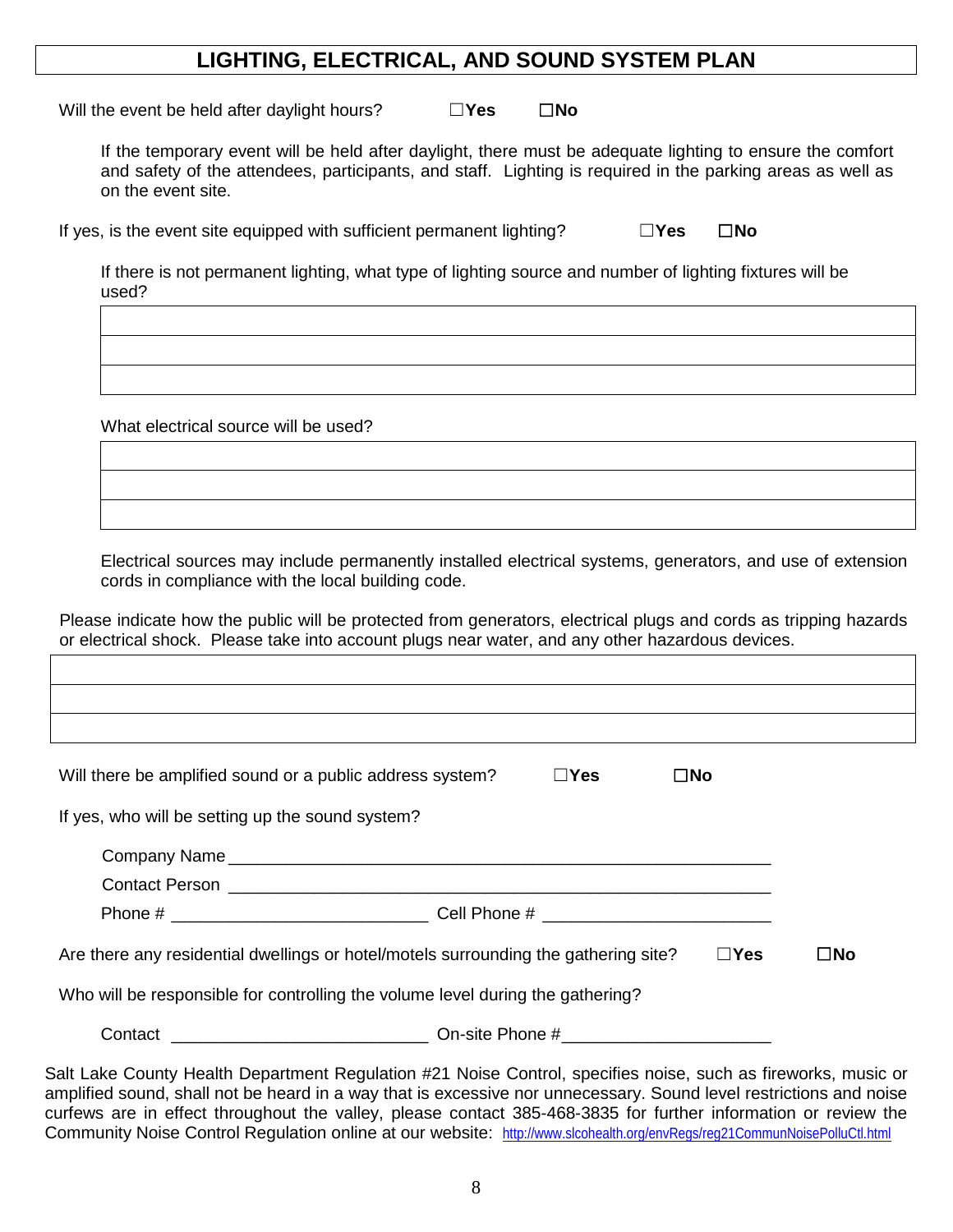# LIGHTING, ELECTRICAL, AND SOUND SYSTEM PLAN

Will the event be held after daylight hours? ☐**Yes** ☐**No**

If the temporary event will be held after daylight, there must be adequate lighting to ensure the comfort and safety of the attendees, participants, and staff. Lighting is required in the parking areas as well as on the event site.

If yes, is the event site equipped with sufficient permanent lighting? ☐**Yes** ☐**No**

If there is not permanent lighting, what type of lighting source and number of lighting fixtures will be used?

| |
|---|
| |
| |
| |

What electrical source will be used?

| |
|---|
| |
| |
| |

Electrical sources may include permanently installed electrical systems, generators, and use of extension cords in compliance with the local building code.

Please indicate how the public will be protected from generators, electrical plugs and cords as tripping hazards or electrical shock. Please take into account plugs near water, and any other hazardous devices.

| |
|---|
| |
| |
| |

Will there be amplified sound or a public address system? ☐**Yes** ☐**No**

If yes, who will be setting up the sound system?

Company Name ______________________________________________

Contact Person ______________________________________________

Phone # __________________________ Cell Phone # _______________________

Are there any residential dwellings or hotel/motels surrounding the gathering site? ☐**Yes** ☐**No**

Who will be responsible for controlling the volume level during the gathering?

Contact __________________________ On-site Phone #_____________________

Salt Lake County Health Department Regulation #21 Noise Control, specifies noise, such as fireworks, music or amplified sound, shall not be heard in a way that is excessive nor unnecessary. Sound level restrictions and noise curfews are in effect throughout the valley, please contact 385-468-3835 for further information or review the Community Noise Control Regulation online at our website: http://www.slcohealth.org/envRegs/reg21CommunNoisePolluCtl.html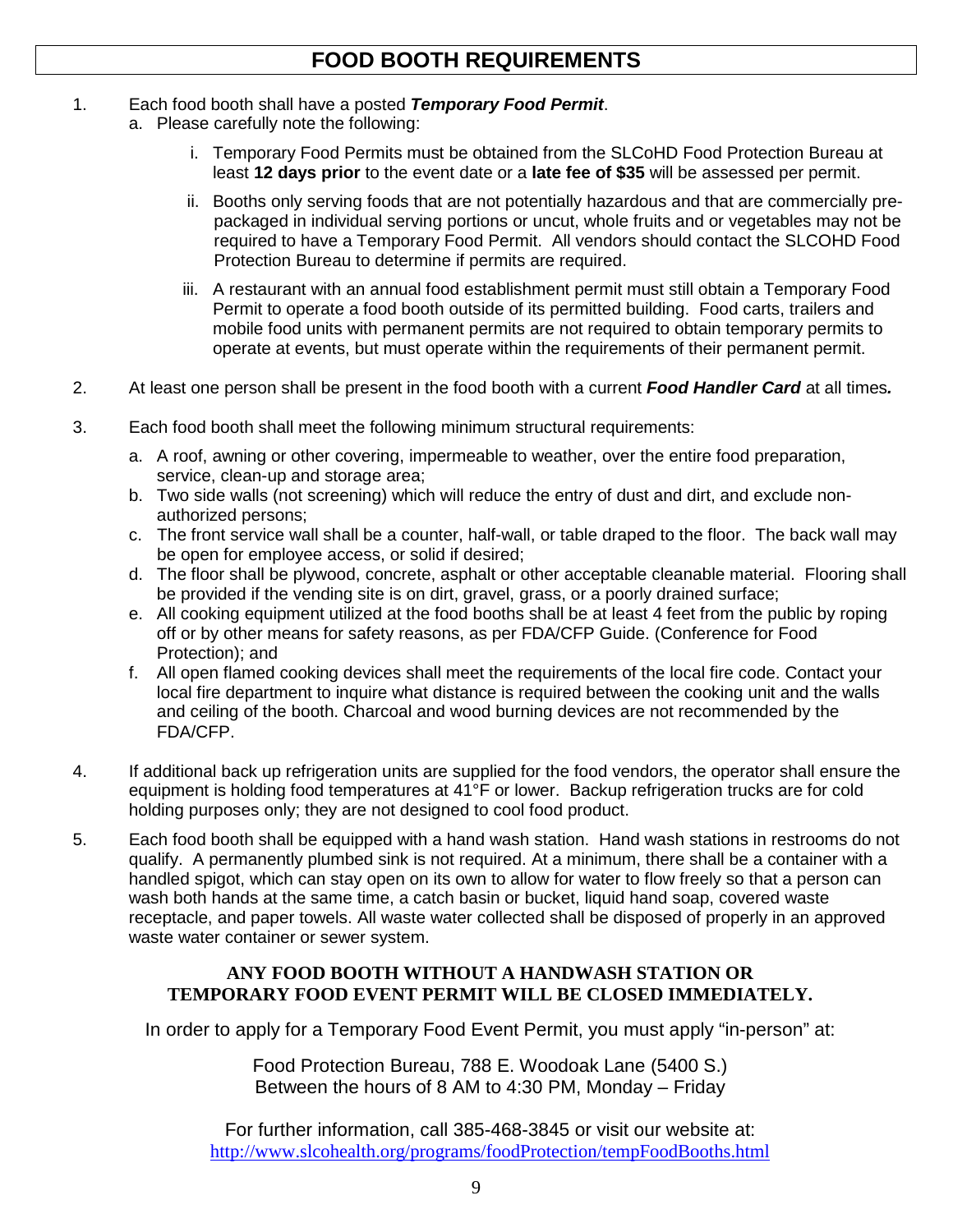# FOOD BOOTH REQUIREMENTS

1. Each food booth shall have a posted ***Temporary Food Permit***.
   a. Please carefully note the following:
      i. Temporary Food Permits must be obtained from the SLCoHD Food Protection Bureau at least **12 days prior** to the event date or a **late fee of $35** will be assessed per permit.
      ii. Booths only serving foods that are not potentially hazardous and that are commercially pre-packaged in individual serving portions or uncut, whole fruits and or vegetables may not be required to have a Temporary Food Permit. All vendors should contact the SLCOHD Food Protection Bureau to determine if permits are required.
      iii. A restaurant with an annual food establishment permit must still obtain a Temporary Food Permit to operate a food booth outside of its permitted building. Food carts, trailers and mobile food units with permanent permits are not required to obtain temporary permits to operate at events, but must operate within the requirements of their permanent permit.

2. At least one person shall be present in the food booth with a current ***Food Handler Card*** at all times***.***

3. Each food booth shall meet the following minimum structural requirements:
   a. A roof, awning or other covering, impermeable to weather, over the entire food preparation, service, clean-up and storage area;
   b. Two side walls (not screening) which will reduce the entry of dust and dirt, and exclude non-authorized persons;
   c. The front service wall shall be a counter, half-wall, or table draped to the floor. The back wall may be open for employee access, or solid if desired;
   d. The floor shall be plywood, concrete, asphalt or other acceptable cleanable material. Flooring shall be provided if the vending site is on dirt, gravel, grass, or a poorly drained surface;
   e. All cooking equipment utilized at the food booths shall be at least 4 feet from the public by roping off or by other means for safety reasons, as per FDA/CFP Guide. (Conference for Food Protection); and
   f. All open flamed cooking devices shall meet the requirements of the local fire code. Contact your local fire department to inquire what distance is required between the cooking unit and the walls and ceiling of the booth. Charcoal and wood burning devices are not recommended by the FDA/CFP.

4. If additional back up refrigeration units are supplied for the food vendors, the operator shall ensure the equipment is holding food temperatures at 41°F or lower. Backup refrigeration trucks are for cold holding purposes only; they are not designed to cool food product.

5. Each food booth shall be equipped with a hand wash station. Hand wash stations in restrooms do not qualify. A permanently plumbed sink is not required. At a minimum, there shall be a container with a handled spigot, which can stay open on its own to allow for water to flow freely so that a person can wash both hands at the same time, a catch basin or bucket, liquid hand soap, covered waste receptacle, and paper towels. All waste water collected shall be disposed of properly in an approved waste water container or sewer system.

**ANY FOOD BOOTH WITHOUT A HANDWASH STATION OR TEMPORARY FOOD EVENT PERMIT WILL BE CLOSED IMMEDIATELY.**

In order to apply for a Temporary Food Event Permit, you must apply "in-person" at:

Food Protection Bureau, 788 E. Woodoak Lane (5400 S.)
Between the hours of 8 AM to 4:30 PM, Monday – Friday

For further information, call 385-468-3845 or visit our website at:
http://www.slcohealth.org/programs/foodProtection/tempFoodBooths.html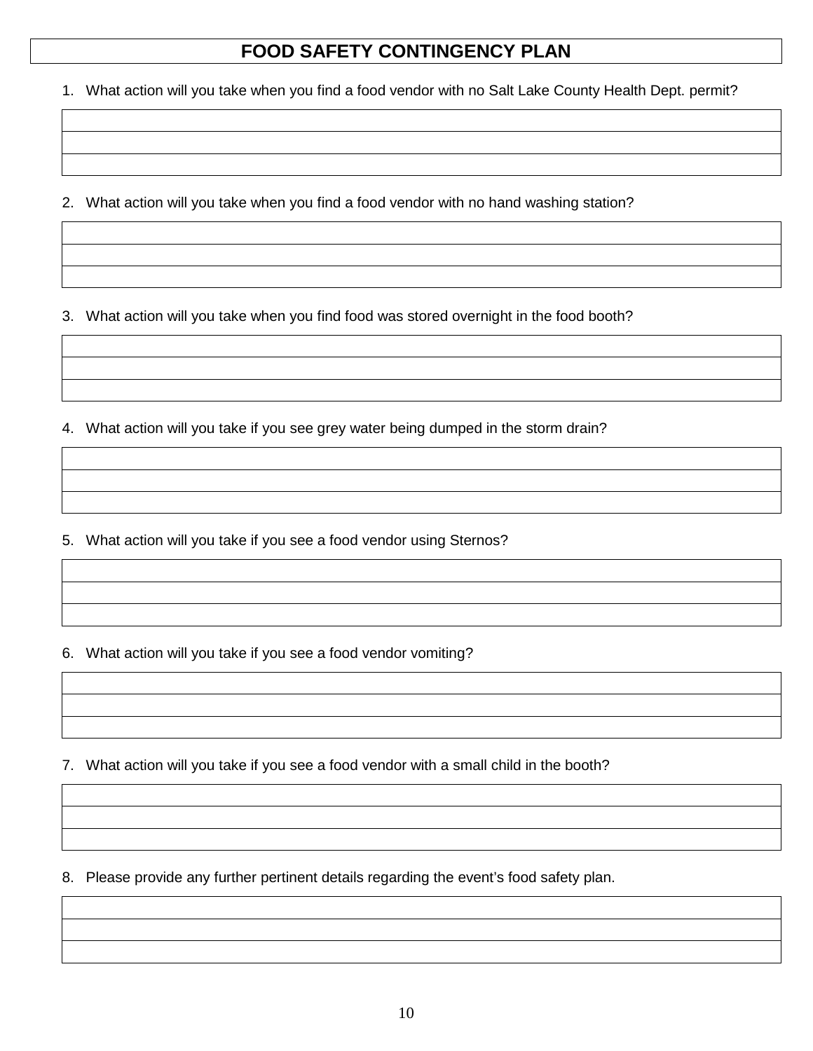# FOOD SAFETY CONTINGENCY PLAN

1. What action will you take when you find a food vendor with no Salt Lake County Health Dept. permit?

| |
|---|
| |
| |

2. What action will you take when you find a food vendor with no hand washing station?

| |
|---|
| |
| |

3. What action will you take when you find food was stored overnight in the food booth?

| |
|---|
| |
| |

4. What action will you take if you see grey water being dumped in the storm drain?

| |
|---|
| |
| |

5. What action will you take if you see a food vendor using Sternos?

| |
|---|
| |
| |

6. What action will you take if you see a food vendor vomiting?

| |
|---|
| |
| |

7. What action will you take if you see a food vendor with a small child in the booth?

| |
|---|
| |
| |

8. Please provide any further pertinent details regarding the event's food safety plan.

| |
|---|
| |
| |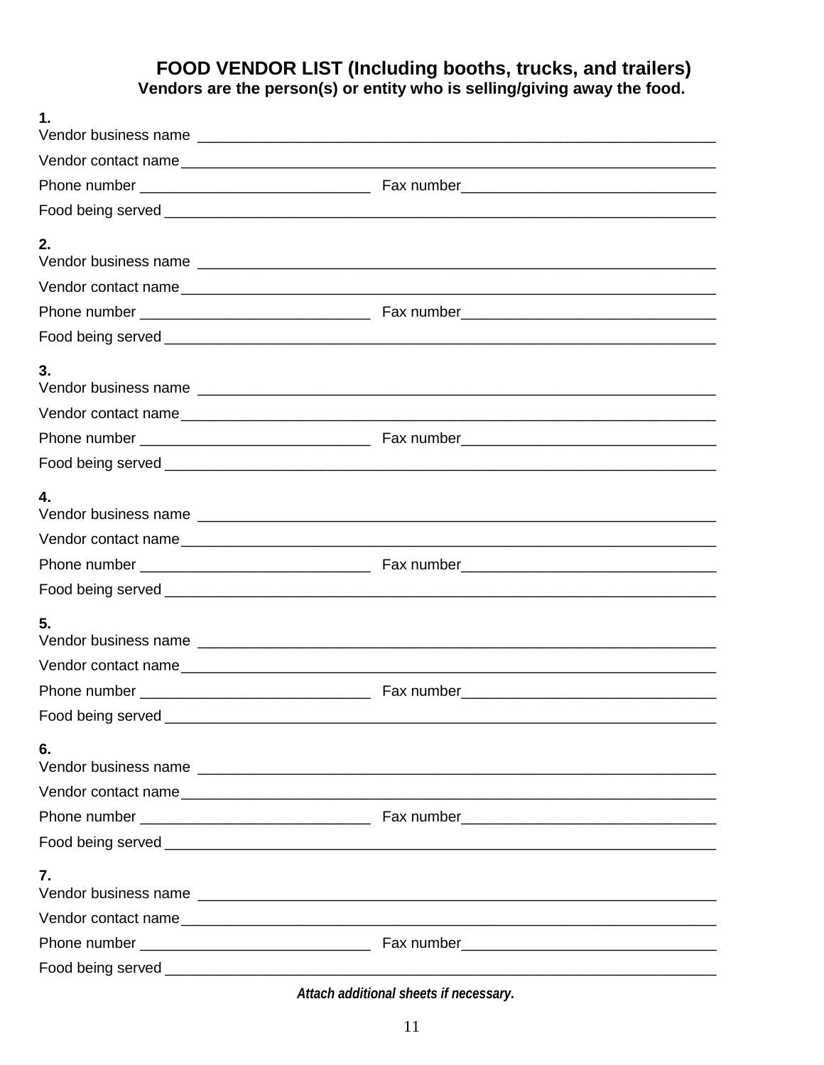## FOOD VENDOR LIST (Including booths, trucks, and trailers)

**Vendors are the person(s) or entity who is selling/giving away the food.**

**1.**
Vendor business name ____________________________________________
Vendor contact name ____________________________________________
Phone number ______________________ Fax number ______________________
Food being served ____________________________________________

**2.**
Vendor business name ____________________________________________
Vendor contact name ____________________________________________
Phone number ______________________ Fax number ______________________
Food being served ____________________________________________

**3.**
Vendor business name ____________________________________________
Vendor contact name ____________________________________________
Phone number ______________________ Fax number ______________________
Food being served ____________________________________________

**4.**
Vendor business name ____________________________________________
Vendor contact name ____________________________________________
Phone number ______________________ Fax number ______________________
Food being served ____________________________________________

**5.**
Vendor business name ____________________________________________
Vendor contact name ____________________________________________
Phone number ______________________ Fax number ______________________
Food being served ____________________________________________

**6.**
Vendor business name ____________________________________________
Vendor contact name ____________________________________________
Phone number ______________________ Fax number ______________________
Food being served ____________________________________________

**7.**
Vendor business name ____________________________________________
Vendor contact name ____________________________________________
Phone number ______________________ Fax number ______________________
Food being served ____________________________________________

***Attach additional sheets if necessary.***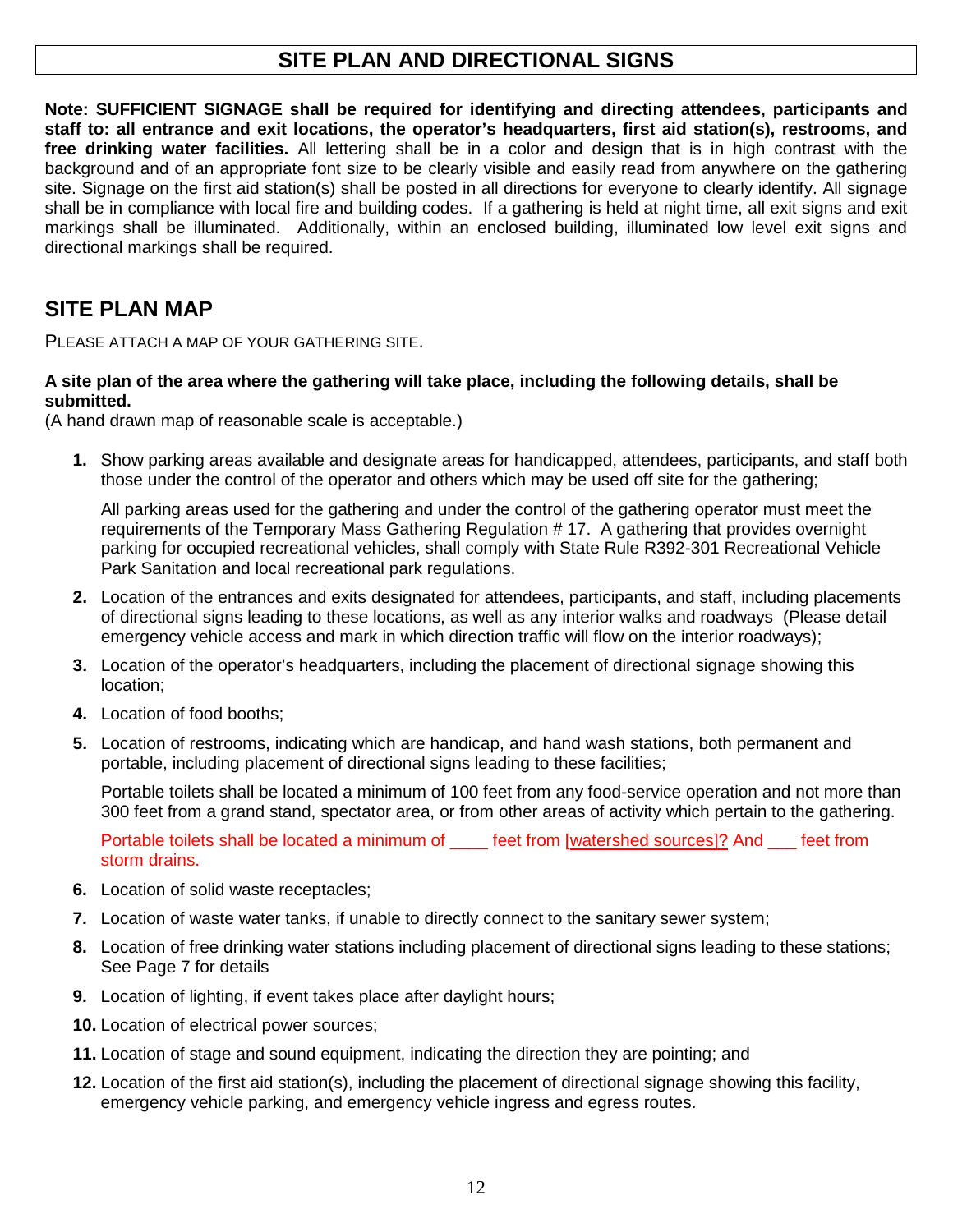## SITE PLAN AND DIRECTIONAL SIGNS

**Note: SUFFICIENT SIGNAGE shall be required for identifying and directing attendees, participants and staff to: all entrance and exit locations, the operator's headquarters, first aid station(s), restrooms, and free drinking water facilities.** All lettering shall be in a color and design that is in high contrast with the background and of an appropriate font size to be clearly visible and easily read from anywhere on the gathering site. Signage on the first aid station(s) shall be posted in all directions for everyone to clearly identify. All signage shall be in compliance with local fire and building codes. If a gathering is held at night time, all exit signs and exit markings shall be illuminated. Additionally, within an enclosed building, illuminated low level exit signs and directional markings shall be required.

## SITE PLAN MAP

PLEASE ATTACH A MAP OF YOUR GATHERING SITE.

**A site plan of the area where the gathering will take place, including the following details, shall be submitted.**
(A hand drawn map of reasonable scale is acceptable.)

1. Show parking areas available and designate areas for handicapped, attendees, participants, and staff both those under the control of the operator and others which may be used off site for the gathering;

   All parking areas used for the gathering and under the control of the gathering operator must meet the requirements of the Temporary Mass Gathering Regulation # 17. A gathering that provides overnight parking for occupied recreational vehicles, shall comply with State Rule R392-301 Recreational Vehicle Park Sanitation and local recreational park regulations.

2. Location of the entrances and exits designated for attendees, participants, and staff, including placements of directional signs leading to these locations, as well as any interior walks and roadways (Please detail emergency vehicle access and mark in which direction traffic will flow on the interior roadways);
3. Location of the operator's headquarters, including the placement of directional signage showing this location;
4. Location of food booths;
5. Location of restrooms, indicating which are handicap, and hand wash stations, both permanent and portable, including placement of directional signs leading to these facilities;

   Portable toilets shall be located a minimum of 100 feet from any food-service operation and not more than 300 feet from a grand stand, spectator area, or from other areas of activity which pertain to the gathering.

   Portable toilets shall be located a minimum of ____ feet from [watershed sources]? And ___ feet from storm drains.

6. Location of solid waste receptacles;
7. Location of waste water tanks, if unable to directly connect to the sanitary sewer system;
8. Location of free drinking water stations including placement of directional signs leading to these stations; See Page 7 for details
9. Location of lighting, if event takes place after daylight hours;
10. Location of electrical power sources;
11. Location of stage and sound equipment, indicating the direction they are pointing; and
12. Location of the first aid station(s), including the placement of directional signage showing this facility, emergency vehicle parking, and emergency vehicle ingress and egress routes.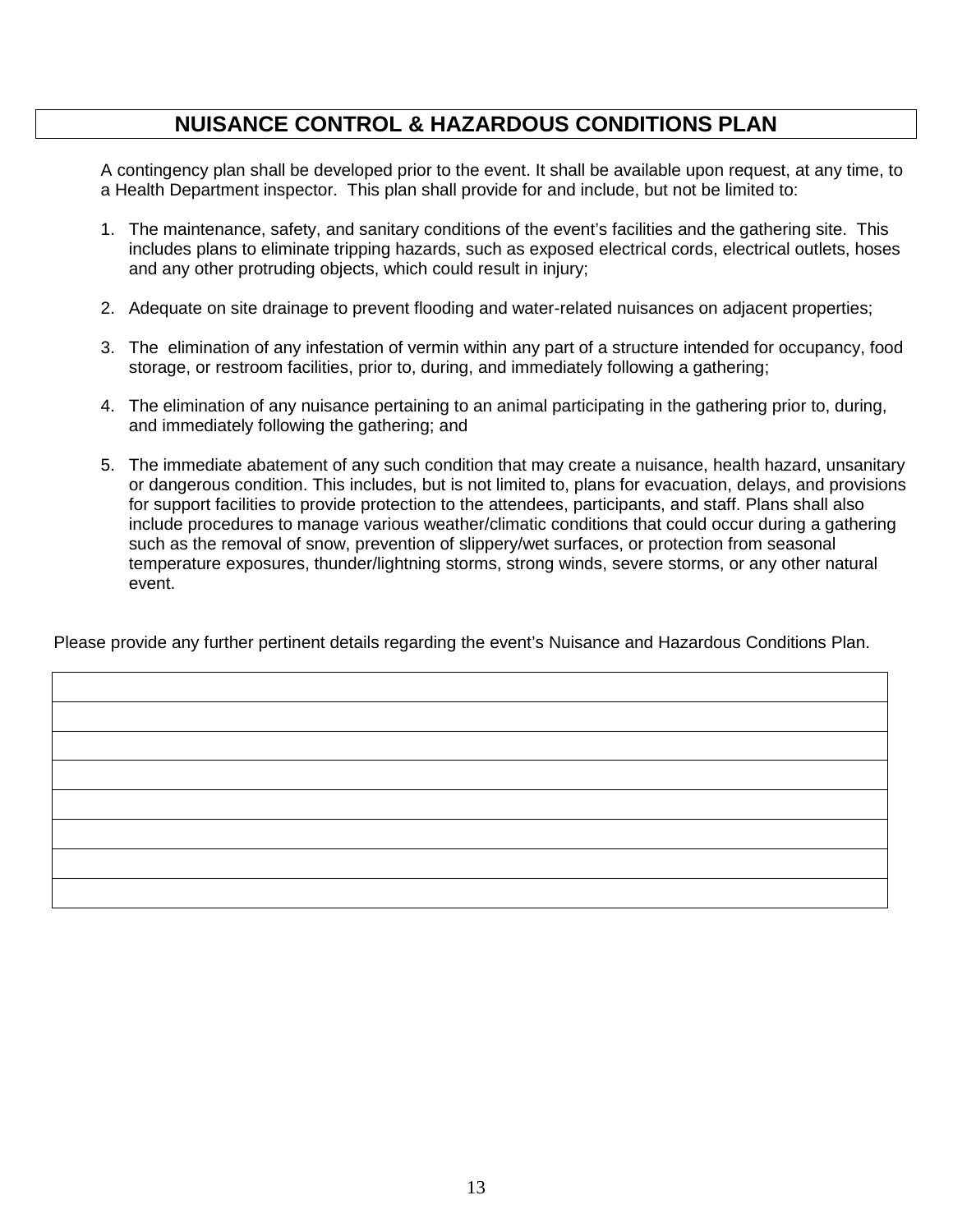# NUISANCE CONTROL & HAZARDOUS CONDITIONS PLAN

A contingency plan shall be developed prior to the event. It shall be available upon request, at any time, to a Health Department inspector. This plan shall provide for and include, but not be limited to:

1. The maintenance, safety, and sanitary conditions of the event's facilities and the gathering site. This includes plans to eliminate tripping hazards, such as exposed electrical cords, electrical outlets, hoses and any other protruding objects, which could result in injury;
2. Adequate on site drainage to prevent flooding and water-related nuisances on adjacent properties;
3. The elimination of any infestation of vermin within any part of a structure intended for occupancy, food storage, or restroom facilities, prior to, during, and immediately following a gathering;
4. The elimination of any nuisance pertaining to an animal participating in the gathering prior to, during, and immediately following the gathering; and
5. The immediate abatement of any such condition that may create a nuisance, health hazard, unsanitary or dangerous condition. This includes, but is not limited to, plans for evacuation, delays, and provisions for support facilities to provide protection to the attendees, participants, and staff. Plans shall also include procedures to manage various weather/climatic conditions that could occur during a gathering such as the removal of snow, prevention of slippery/wet surfaces, or protection from seasonal temperature exposures, thunder/lightning storms, strong winds, severe storms, or any other natural event.

Please provide any further pertinent details regarding the event's Nuisance and Hazardous Conditions Plan.

| |
|---|
| |
| |
| |
| |
| |
| |
| |